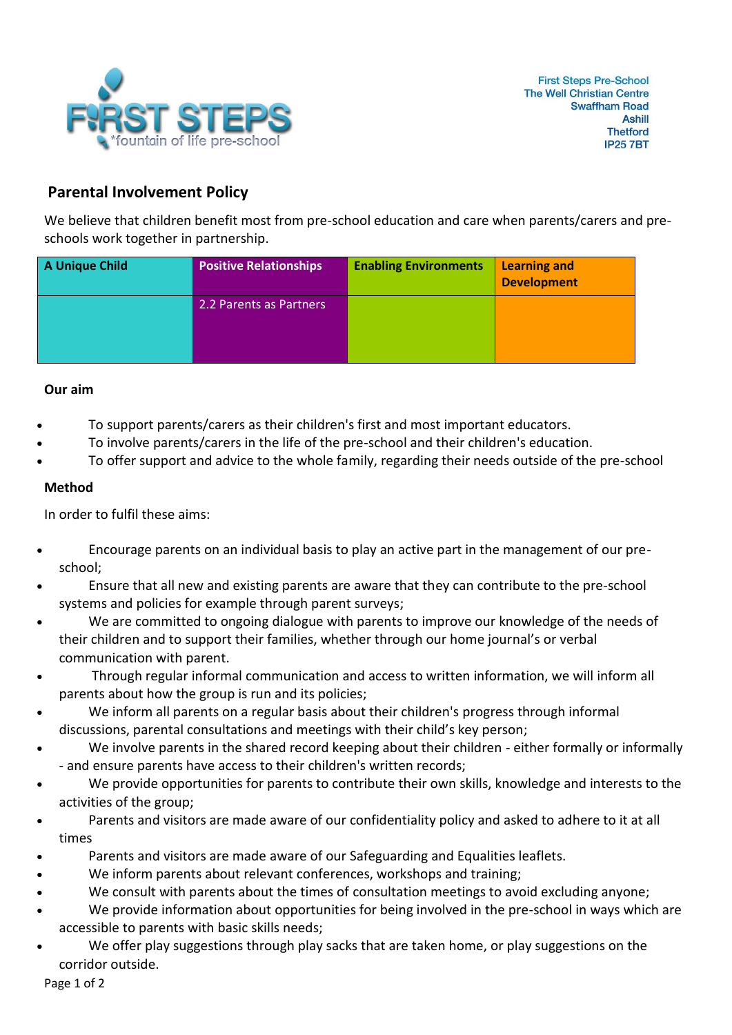First Steps Pre-School
The Well Christian Centre
Swaffham Road
Ashill
Thetford
IP25 7BT

## Parental Involvement Policy

We believe that children benefit most from pre-school education and care when parents/carers and pre-schools work together in partnership.

| A Unique Child | Positive Relationships | Enabling Environments | Learning and Development |
|---|---|---|---|
| | 2.2 Parents as Partners | | |

**Our aim**

- To support parents/carers as their children's first and most important educators.
- To involve parents/carers in the life of the pre-school and their children's education.
- To offer support and advice to the whole family, regarding their needs outside of the pre-school

**Method**

In order to fulfil these aims:

- Encourage parents on an individual basis to play an active part in the management of our pre-school;
- Ensure that all new and existing parents are aware that they can contribute to the pre-school systems and policies for example through parent surveys;
- We are committed to ongoing dialogue with parents to improve our knowledge of the needs of their children and to support their families, whether through our home journal's or verbal communication with parent.
- Through regular informal communication and access to written information, we will inform all parents about how the group is run and its policies;
- We inform all parents on a regular basis about their children's progress through informal discussions, parental consultations and meetings with their child's key person;
- We involve parents in the shared record keeping about their children - either formally or informally - and ensure parents have access to their children's written records;
- We provide opportunities for parents to contribute their own skills, knowledge and interests to the activities of the group;
- Parents and visitors are made aware of our confidentiality policy and asked to adhere to it at all times
- Parents and visitors are made aware of our Safeguarding and Equalities leaflets.
- We inform parents about relevant conferences, workshops and training;
- We consult with parents about the times of consultation meetings to avoid excluding anyone;
- We provide information about opportunities for being involved in the pre-school in ways which are accessible to parents with basic skills needs;
- We offer play suggestions through play sacks that are taken home, or play suggestions on the corridor outside.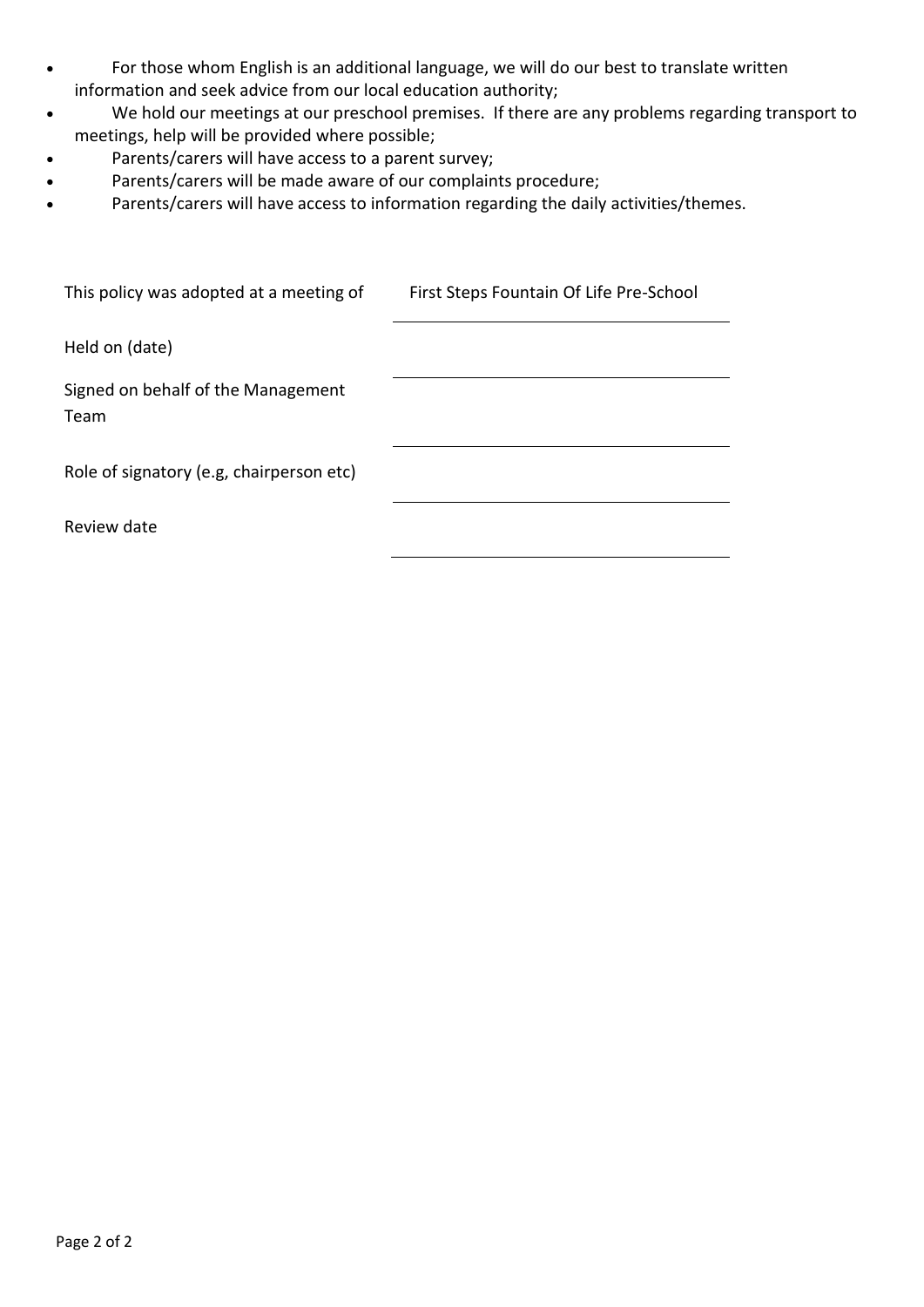- For those whom English is an additional language, we will do our best to translate written information and seek advice from our local education authority;
- We hold our meetings at our preschool premises. If there are any problems regarding transport to meetings, help will be provided where possible;
- Parents/carers will have access to a parent survey;
- Parents/carers will be made aware of our complaints procedure;
- Parents/carers will have access to information regarding the daily activities/themes.

| | |
|---|---|
| This policy was adopted at a meeting of | First Steps Fountain Of Life Pre-School |
| Held on (date) | |
| Signed on behalf of the Management Team | |
| Role of signatory (e.g, chairperson etc) | |
| Review date | |